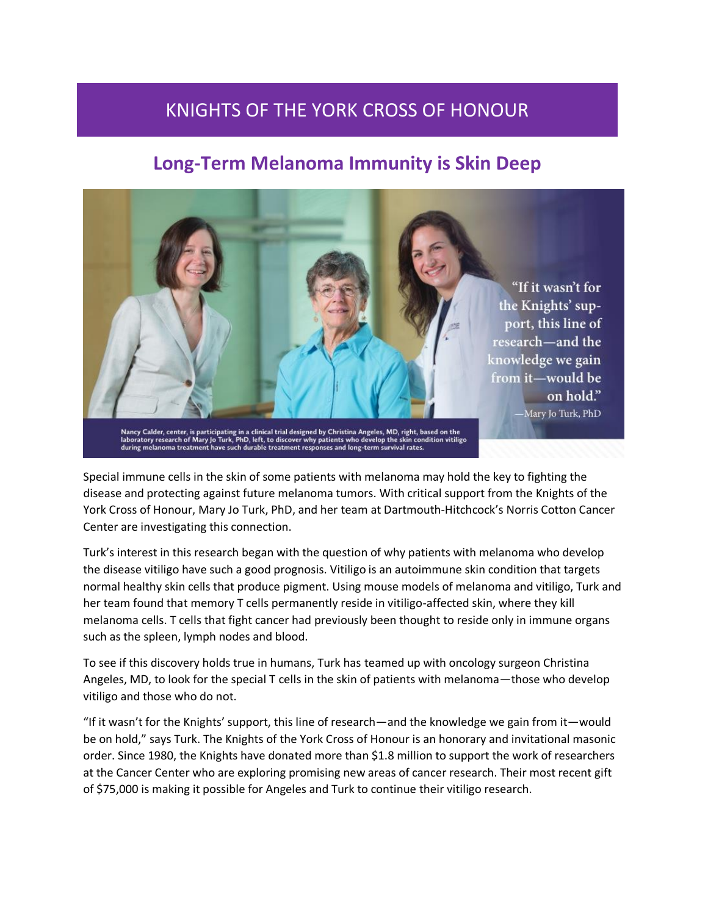# KNIGHTS OF THE YORK CROSS OF HONOUR

## Long-Term Melanoma Immunity is Skin Deep

"If it wasn't for the Knights' support, this line of research—and the knowledge we gain from it—would be on hold."
—Mary Jo Turk, PhD

Nancy Calder, center, is participating in a clinical trial designed by Christina Angeles, MD, right, based on the laboratory research of Mary Jo Turk, PhD, left, to discover why patients who develop the skin condition vitiligo during melanoma treatment have such durable treatment responses and long-term survival rates.

Special immune cells in the skin of some patients with melanoma may hold the key to fighting the disease and protecting against future melanoma tumors. With critical support from the Knights of the York Cross of Honour, Mary Jo Turk, PhD, and her team at Dartmouth-Hitchcock's Norris Cotton Cancer Center are investigating this connection.

Turk's interest in this research began with the question of why patients with melanoma who develop the disease vitiligo have such a good prognosis. Vitiligo is an autoimmune skin condition that targets normal healthy skin cells that produce pigment. Using mouse models of melanoma and vitiligo, Turk and her team found that memory T cells permanently reside in vitiligo-affected skin, where they kill melanoma cells. T cells that fight cancer had previously been thought to reside only in immune organs such as the spleen, lymph nodes and blood.

To see if this discovery holds true in humans, Turk has teamed up with oncology surgeon Christina Angeles, MD, to look for the special T cells in the skin of patients with melanoma—those who develop vitiligo and those who do not.

"If it wasn't for the Knights' support, this line of research—and the knowledge we gain from it—would be on hold," says Turk. The Knights of the York Cross of Honour is an honorary and invitational masonic order. Since 1980, the Knights have donated more than $1.8 million to support the work of researchers at the Cancer Center who are exploring promising new areas of cancer research. Their most recent gift of $75,000 is making it possible for Angeles and Turk to continue their vitiligo research.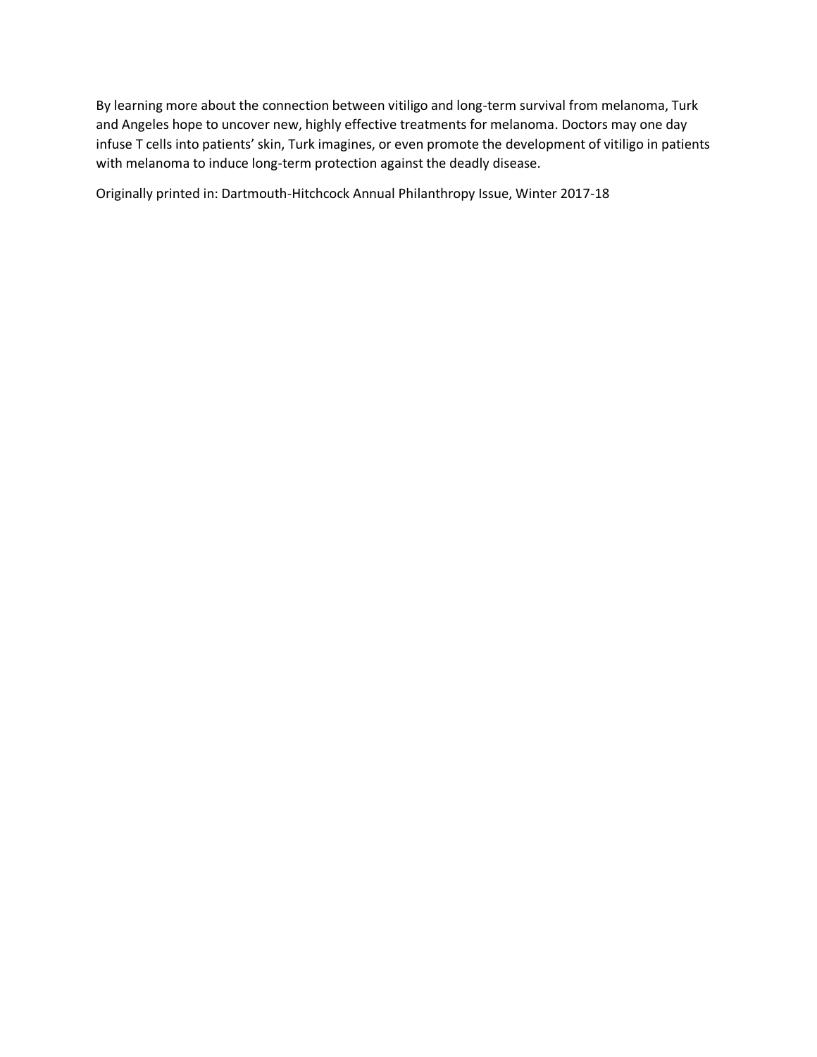By learning more about the connection between vitiligo and long-term survival from melanoma, Turk and Angeles hope to uncover new, highly effective treatments for melanoma. Doctors may one day infuse T cells into patients' skin, Turk imagines, or even promote the development of vitiligo in patients with melanoma to induce long-term protection against the deadly disease.

Originally printed in: Dartmouth-Hitchcock Annual Philanthropy Issue, Winter 2017-18